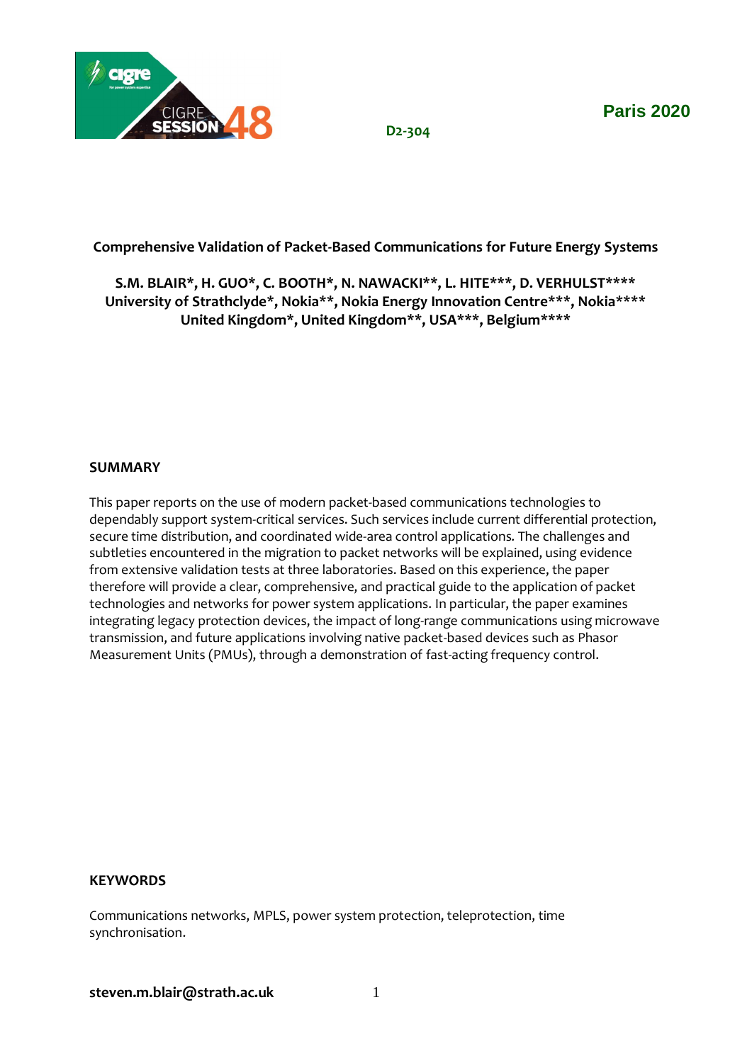D2-304

Paris 2020

# Comprehensive Validation of Packet-Based Communications for Future Energy Systems

**S.M. BLAIR*, H. GUO*, C. BOOTH*, N. NAWACKI**, L. HITE***, D. VERHULST******
**University of Strathclyde*, Nokia**, Nokia Energy Innovation Centre***, Nokia******
**United Kingdom*, United Kingdom**, USA***, Belgium******

## SUMMARY

This paper reports on the use of modern packet-based communications technologies to dependably support system-critical services. Such services include current differential protection, secure time distribution, and coordinated wide-area control applications. The challenges and subtleties encountered in the migration to packet networks will be explained, using evidence from extensive validation tests at three laboratories. Based on this experience, the paper therefore will provide a clear, comprehensive, and practical guide to the application of packet technologies and networks for power system applications. In particular, the paper examines integrating legacy protection devices, the impact of long-range communications using microwave transmission, and future applications involving native packet-based devices such as Phasor Measurement Units (PMUs), through a demonstration of fast-acting frequency control.

## KEYWORDS

Communications networks, MPLS, power system protection, teleprotection, time synchronisation.

**steven.m.blair@strath.ac.uk**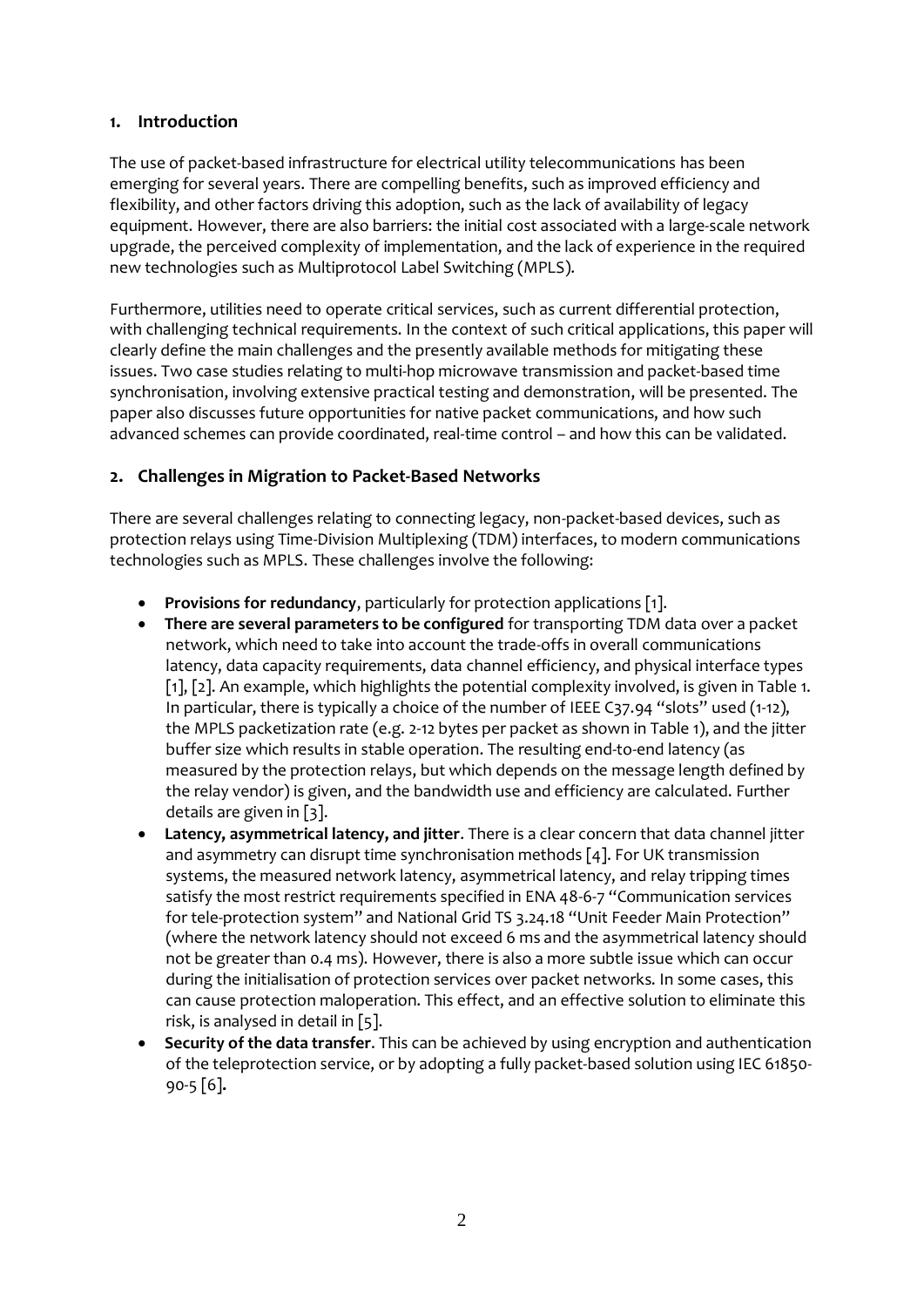## 1. Introduction

The use of packet-based infrastructure for electrical utility telecommunications has been emerging for several years. There are compelling benefits, such as improved efficiency and flexibility, and other factors driving this adoption, such as the lack of availability of legacy equipment. However, there are also barriers: the initial cost associated with a large-scale network upgrade, the perceived complexity of implementation, and the lack of experience in the required new technologies such as Multiprotocol Label Switching (MPLS).

Furthermore, utilities need to operate critical services, such as current differential protection, with challenging technical requirements. In the context of such critical applications, this paper will clearly define the main challenges and the presently available methods for mitigating these issues. Two case studies relating to multi-hop microwave transmission and packet-based time synchronisation, involving extensive practical testing and demonstration, will be presented. The paper also discusses future opportunities for native packet communications, and how such advanced schemes can provide coordinated, real-time control – and how this can be validated.

## 2. Challenges in Migration to Packet-Based Networks

There are several challenges relating to connecting legacy, non-packet-based devices, such as protection relays using Time-Division Multiplexing (TDM) interfaces, to modern communications technologies such as MPLS. These challenges involve the following:

- **Provisions for redundancy**, particularly for protection applications [1].
- **There are several parameters to be configured** for transporting TDM data over a packet network, which need to take into account the trade-offs in overall communications latency, data capacity requirements, data channel efficiency, and physical interface types [1], [2]. An example, which highlights the potential complexity involved, is given in Table 1. In particular, there is typically a choice of the number of IEEE C37.94 "slots" used (1-12), the MPLS packetization rate (e.g. 2-12 bytes per packet as shown in Table 1), and the jitter buffer size which results in stable operation. The resulting end-to-end latency (as measured by the protection relays, but which depends on the message length defined by the relay vendor) is given, and the bandwidth use and efficiency are calculated. Further details are given in [3].
- **Latency, asymmetrical latency, and jitter**. There is a clear concern that data channel jitter and asymmetry can disrupt time synchronisation methods [4]. For UK transmission systems, the measured network latency, asymmetrical latency, and relay tripping times satisfy the most restrict requirements specified in ENA 48-6-7 "Communication services for tele-protection system" and National Grid TS 3.24.18 "Unit Feeder Main Protection" (where the network latency should not exceed 6 ms and the asymmetrical latency should not be greater than 0.4 ms). However, there is also a more subtle issue which can occur during the initialisation of protection services over packet networks. In some cases, this can cause protection maloperation. This effect, and an effective solution to eliminate this risk, is analysed in detail in [5].
- **Security of the data transfer**. This can be achieved by using encryption and authentication of the teleprotection service, or by adopting a fully packet-based solution using IEC 61850-90-5 [6].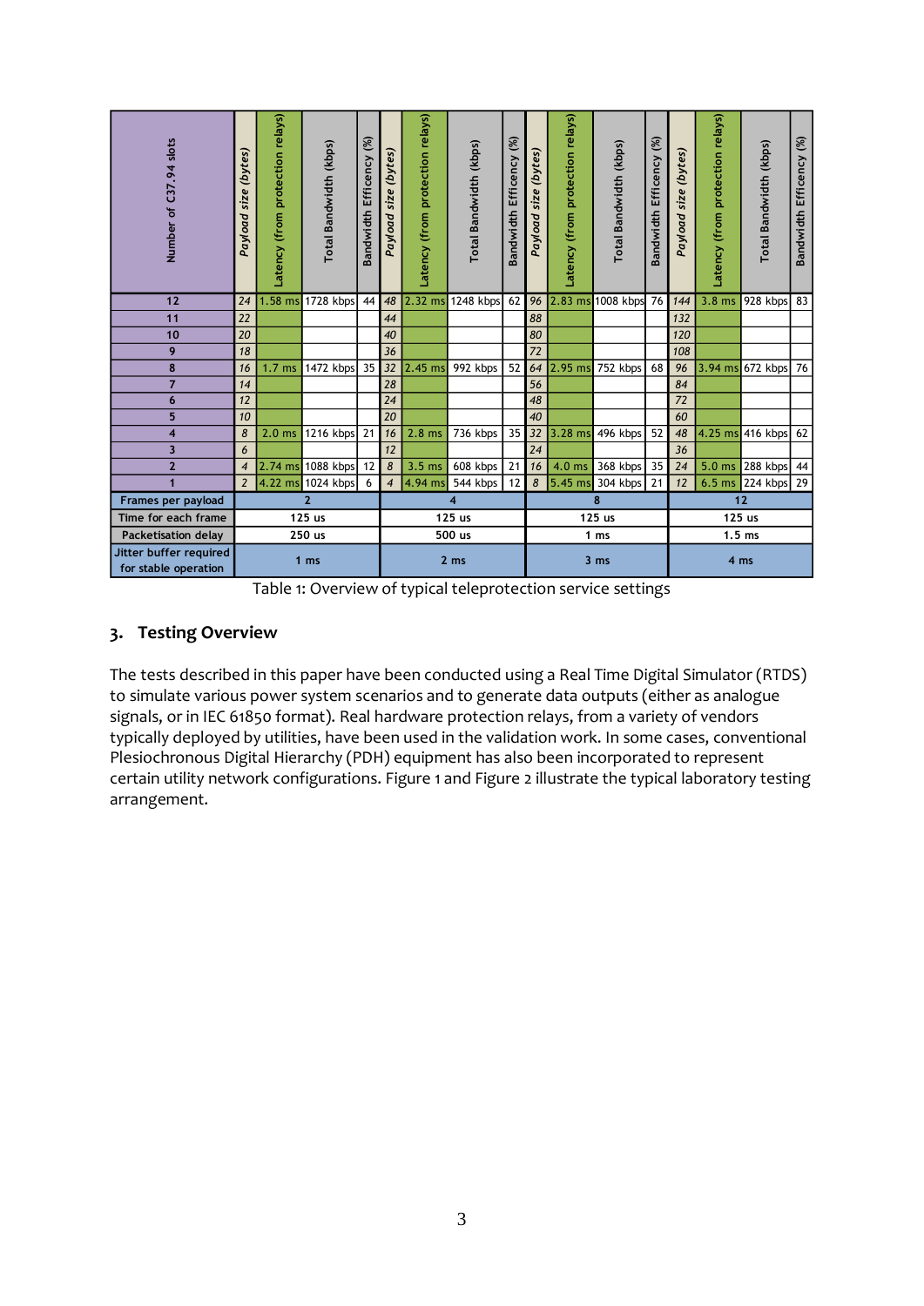| Number of C37.94 slots | Payload size (bytes) | Latency (from protection relays) | Total Bandwidth (kbps) | Bandwidth Efficency (%) | Payload size (bytes) | Latency (from protection relays) | Total Bandwidth (kbps) | Bandwidth Efficency (%) | Payload size (bytes) | Latency (from protection relays) | Total Bandwidth (kbps) | Bandwidth Efficency (%) | Payload size (bytes) | Latency (from protection relays) | Total Bandwidth (kbps) | Bandwidth Efficency (%) |
|---|---|---|---|---|---|---|---|---|---|---|---|---|---|---|---|---|
| 12 | 24 | 1.58 ms | 1728 kbps | 44 | 48 | 2.32 ms | 1248 kbps | 62 | 96 | 2.83 ms | 1008 kbps | 76 | 144 | 3.8 ms | 928 kbps | 83 |
| 11 | 22 | | | | 44 | | | | 88 | | | | 132 | | | |
| 10 | 20 | | | | 40 | | | | 80 | | | | 120 | | | |
| 9 | 18 | | | | 36 | | | | 72 | | | | 108 | | | |
| 8 | 16 | 1.7 ms | 1472 kbps | 35 | 32 | 2.45 ms | 992 kbps | 52 | 64 | 2.95 ms | 752 kbps | 68 | 96 | 3.94 ms | 672 kbps | 76 |
| 7 | 14 | | | | 28 | | | | 56 | | | | 84 | | | |
| 6 | 12 | | | | 24 | | | | 48 | | | | 72 | | | |
| 5 | 10 | | | | 20 | | | | 40 | | | | 60 | | | |
| 4 | 8 | 2.0 ms | 1216 kbps | 21 | 16 | 2.8 ms | 736 kbps | 35 | 32 | 3.28 ms | 496 kbps | 52 | 48 | 4.25 ms | 416 kbps | 62 |
| 3 | 6 | | | | 12 | | | | 24 | | | | 36 | | | |
| 2 | 4 | 2.74 ms | 1088 kbps | 12 | 8 | 3.5 ms | 608 kbps | 21 | 16 | 4.0 ms | 368 kbps | 35 | 24 | 5.0 ms | 288 kbps | 44 |
| 1 | 2 | 4.22 ms | 1024 kbps | 6 | 4 | 4.94 ms | 544 kbps | 12 | 8 | 5.45 ms | 304 kbps | 21 | 12 | 6.5 ms | 224 kbps | 29 |
| Frames per payload | 2 | | | | 4 | | | | 8 | | | | 12 | | | |
| Time for each frame | 125 us | | | | 125 us | | | | 125 us | | | | 125 us | | | |
| Packetisation delay | 250 us | | | | 500 us | | | | 1 ms | | | | 1.5 ms | | | |
| Jitter buffer required for stable operation | 1 ms | | | | 2 ms | | | | 3 ms | | | | 4 ms | | | |

Table 1: Overview of typical teleprotection service settings

## 3. Testing Overview

The tests described in this paper have been conducted using a Real Time Digital Simulator (RTDS) to simulate various power system scenarios and to generate data outputs (either as analogue signals, or in IEC 61850 format). Real hardware protection relays, from a variety of vendors typically deployed by utilities, have been used in the validation work. In some cases, conventional Plesiochronous Digital Hierarchy (PDH) equipment has also been incorporated to represent certain utility network configurations. Figure 1 and Figure 2 illustrate the typical laboratory testing arrangement.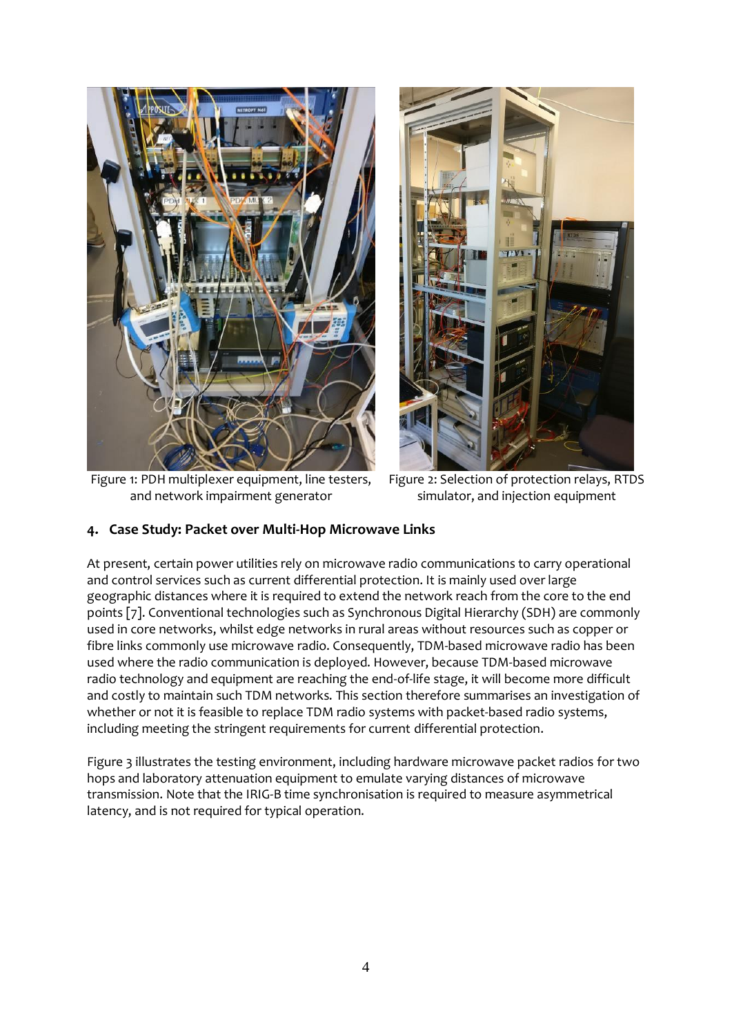Figure 1: PDH multiplexer equipment, line testers, and network impairment generator

Figure 2: Selection of protection relays, RTDS simulator, and injection equipment

## 4. Case Study: Packet over Multi-Hop Microwave Links

At present, certain power utilities rely on microwave radio communications to carry operational and control services such as current differential protection. It is mainly used over large geographic distances where it is required to extend the network reach from the core to the end points [7]. Conventional technologies such as Synchronous Digital Hierarchy (SDH) are commonly used in core networks, whilst edge networks in rural areas without resources such as copper or fibre links commonly use microwave radio. Consequently, TDM-based microwave radio has been used where the radio communication is deployed. However, because TDM-based microwave radio technology and equipment are reaching the end-of-life stage, it will become more difficult and costly to maintain such TDM networks. This section therefore summarises an investigation of whether or not it is feasible to replace TDM radio systems with packet-based radio systems, including meeting the stringent requirements for current differential protection.

Figure 3 illustrates the testing environment, including hardware microwave packet radios for two hops and laboratory attenuation equipment to emulate varying distances of microwave transmission. Note that the IRIG-B time synchronisation is required to measure asymmetrical latency, and is not required for typical operation.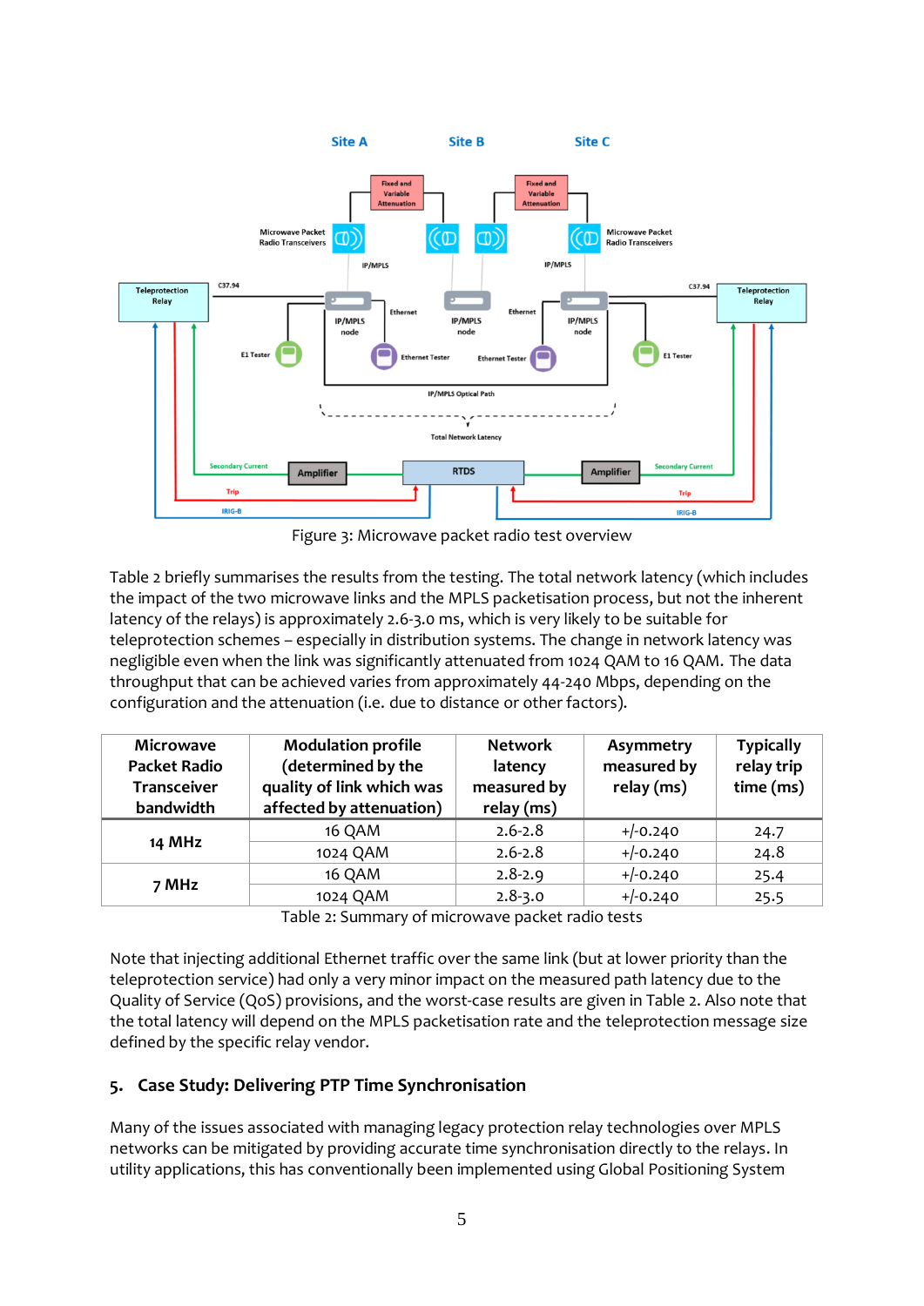Figure 3: Microwave packet radio test overview

Table 2 briefly summarises the results from the testing. The total network latency (which includes the impact of the two microwave links and the MPLS packetisation process, but not the inherent latency of the relays) is approximately 2.6-3.0 ms, which is very likely to be suitable for teleprotection schemes – especially in distribution systems. The change in network latency was negligible even when the link was significantly attenuated from 1024 QAM to 16 QAM. The data throughput that can be achieved varies from approximately 44-240 Mbps, depending on the configuration and the attenuation (i.e. due to distance or other factors).

| Microwave Packet Radio Transceiver bandwidth | Modulation profile (determined by the quality of link which was affected by attenuation) | Network latency measured by relay (ms) | Asymmetry measured by relay (ms) | Typically relay trip time (ms) |
|---|---|---|---|---|
| 14 MHz | 16 QAM | 2.6-2.8 | +/-0.240 | 24.7 |
| | 1024 QAM | 2.6-2.8 | +/-0.240 | 24.8 |
| 7 MHz | 16 QAM | 2.8-2.9 | +/-0.240 | 25.4 |
| | 1024 QAM | 2.8-3.0 | +/-0.240 | 25.5 |

Table 2: Summary of microwave packet radio tests

Note that injecting additional Ethernet traffic over the same link (but at lower priority than the teleprotection service) had only a very minor impact on the measured path latency due to the Quality of Service (QoS) provisions, and the worst-case results are given in Table 2. Also note that the total latency will depend on the MPLS packetisation rate and the teleprotection message size defined by the specific relay vendor.

## 5. Case Study: Delivering PTP Time Synchronisation

Many of the issues associated with managing legacy protection relay technologies over MPLS networks can be mitigated by providing accurate time synchronisation directly to the relays. In utility applications, this has conventionally been implemented using Global Positioning System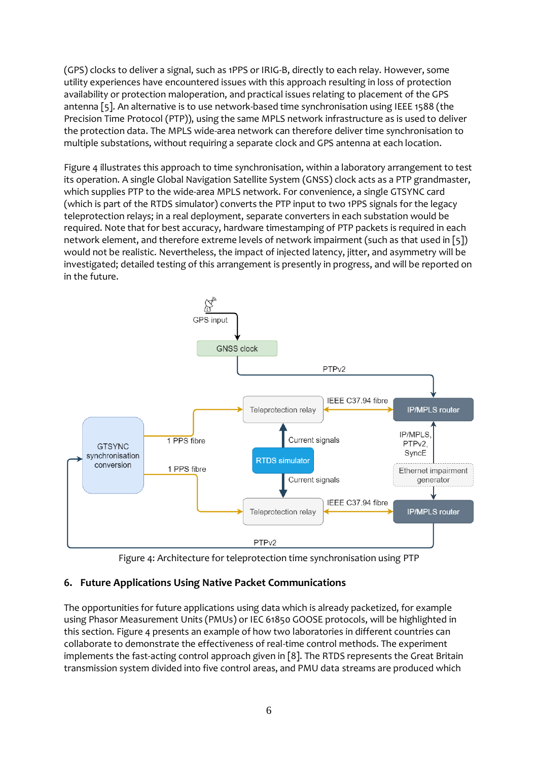(GPS) clocks to deliver a signal, such as 1PPS or IRIG-B, directly to each relay. However, some utility experiences have encountered issues with this approach resulting in loss of protection availability or protection maloperation, and practical issues relating to placement of the GPS antenna [5]. An alternative is to use network-based time synchronisation using IEEE 1588 (the Precision Time Protocol (PTP)), using the same MPLS network infrastructure as is used to deliver the protection data. The MPLS wide-area network can therefore deliver time synchronisation to multiple substations, without requiring a separate clock and GPS antenna at each location.

Figure 4 illustrates this approach to time synchronisation, within a laboratory arrangement to test its operation. A single Global Navigation Satellite System (GNSS) clock acts as a PTP grandmaster, which supplies PTP to the wide-area MPLS network. For convenience, a single GTSYNC card (which is part of the RTDS simulator) converts the PTP input to two 1PPS signals for the legacy teleprotection relays; in a real deployment, separate converters in each substation would be required. Note that for best accuracy, hardware timestamping of PTP packets is required in each network element, and therefore extreme levels of network impairment (such as that used in [5]) would not be realistic. Nevertheless, the impact of injected latency, jitter, and asymmetry will be investigated; detailed testing of this arrangement is presently in progress, and will be reported on in the future.

Figure 4: Architecture for teleprotection time synchronisation using PTP

## 6. Future Applications Using Native Packet Communications

The opportunities for future applications using data which is already packetized, for example using Phasor Measurement Units (PMUs) or IEC 61850 GOOSE protocols, will be highlighted in this section. Figure 4 presents an example of how two laboratories in different countries can collaborate to demonstrate the effectiveness of real-time control methods. The experiment implements the fast-acting control approach given in [8]. The RTDS represents the Great Britain transmission system divided into five control areas, and PMU data streams are produced which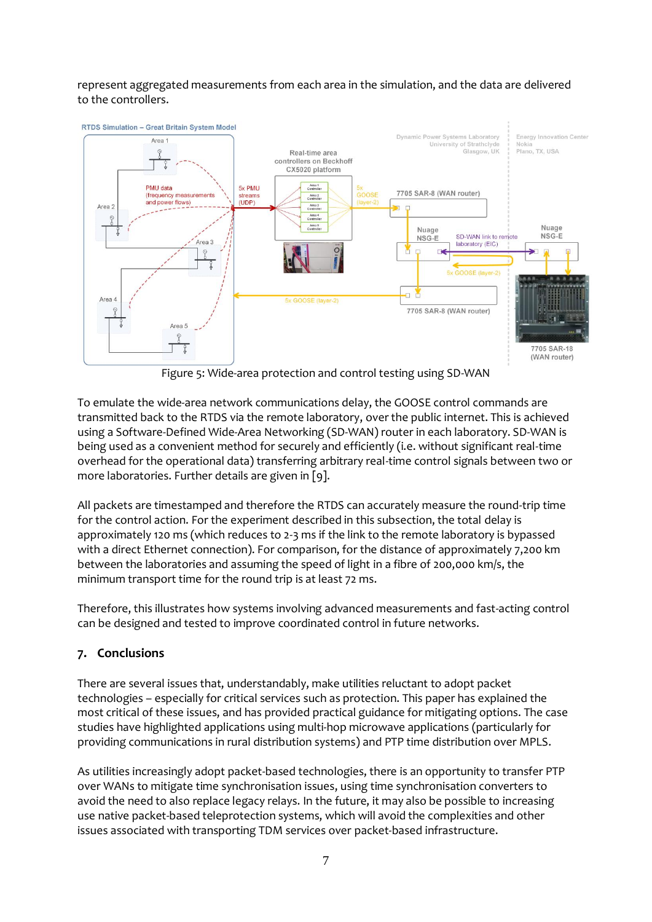represent aggregated measurements from each area in the simulation, and the data are delivered to the controllers.

Figure 5: Wide-area protection and control testing using SD-WAN

To emulate the wide-area network communications delay, the GOOSE control commands are transmitted back to the RTDS via the remote laboratory, over the public internet. This is achieved using a Software-Defined Wide-Area Networking (SD-WAN) router in each laboratory. SD-WAN is being used as a convenient method for securely and efficiently (i.e. without significant real-time overhead for the operational data) transferring arbitrary real-time control signals between two or more laboratories. Further details are given in [9].

All packets are timestamped and therefore the RTDS can accurately measure the round-trip time for the control action. For the experiment described in this subsection, the total delay is approximately 120 ms (which reduces to 2-3 ms if the link to the remote laboratory is bypassed with a direct Ethernet connection). For comparison, for the distance of approximately 7,200 km between the laboratories and assuming the speed of light in a fibre of 200,000 km/s, the minimum transport time for the round trip is at least 72 ms.

Therefore, this illustrates how systems involving advanced measurements and fast-acting control can be designed and tested to improve coordinated control in future networks.

## 7. Conclusions

There are several issues that, understandably, make utilities reluctant to adopt packet technologies – especially for critical services such as protection. This paper has explained the most critical of these issues, and has provided practical guidance for mitigating options. The case studies have highlighted applications using multi-hop microwave applications (particularly for providing communications in rural distribution systems) and PTP time distribution over MPLS.

As utilities increasingly adopt packet-based technologies, there is an opportunity to transfer PTP over WANs to mitigate time synchronisation issues, using time synchronisation converters to avoid the need to also replace legacy relays. In the future, it may also be possible to increasing use native packet-based teleprotection systems, which will avoid the complexities and other issues associated with transporting TDM services over packet-based infrastructure.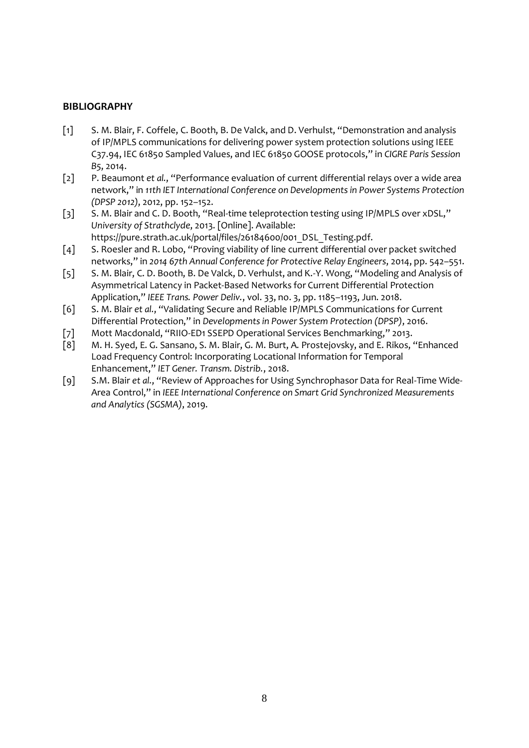**BIBLIOGRAPHY**

[1] S. M. Blair, F. Coffele, C. Booth, B. De Valck, and D. Verhulst, "Demonstration and analysis of IP/MPLS communications for delivering power system protection solutions using IEEE C37.94, IEC 61850 Sampled Values, and IEC 61850 GOOSE protocols," in *CIGRE Paris Session B5*, 2014.

[2] P. Beaumont *et al.*, "Performance evaluation of current differential relays over a wide area network," in *11th IET International Conference on Developments in Power Systems Protection (DPSP 2012)*, 2012, pp. 152–152.

[3] S. M. Blair and C. D. Booth, "Real-time teleprotection testing using IP/MPLS over xDSL," *University of Strathclyde*, 2013. [Online]. Available: https://pure.strath.ac.uk/portal/files/26184600/001_DSL_Testing.pdf.

[4] S. Roesler and R. Lobo, "Proving viability of line current differential over packet switched networks," in *2014 67th Annual Conference for Protective Relay Engineers*, 2014, pp. 542–551.

[5] S. M. Blair, C. D. Booth, B. De Valck, D. Verhulst, and K.-Y. Wong, "Modeling and Analysis of Asymmetrical Latency in Packet-Based Networks for Current Differential Protection Application," *IEEE Trans. Power Deliv.*, vol. 33, no. 3, pp. 1185–1193, Jun. 2018.

[6] S. M. Blair *et al.*, "Validating Secure and Reliable IP/MPLS Communications for Current Differential Protection," in *Developments in Power System Protection (DPSP)*, 2016.

[7] Mott Macdonald, "RIIO-ED1 SSEPD Operational Services Benchmarking," 2013.

[8] M. H. Syed, E. G. Sansano, S. M. Blair, G. M. Burt, A. Prostejovsky, and E. Rikos, "Enhanced Load Frequency Control: Incorporating Locational Information for Temporal Enhancement," *IET Gener. Transm. Distrib.*, 2018.

[9] S.M. Blair *et al.*, "Review of Approaches for Using Synchrophasor Data for Real-Time Wide-Area Control," in *IEEE International Conference on Smart Grid Synchronized Measurements and Analytics (SGSMA)*, 2019.